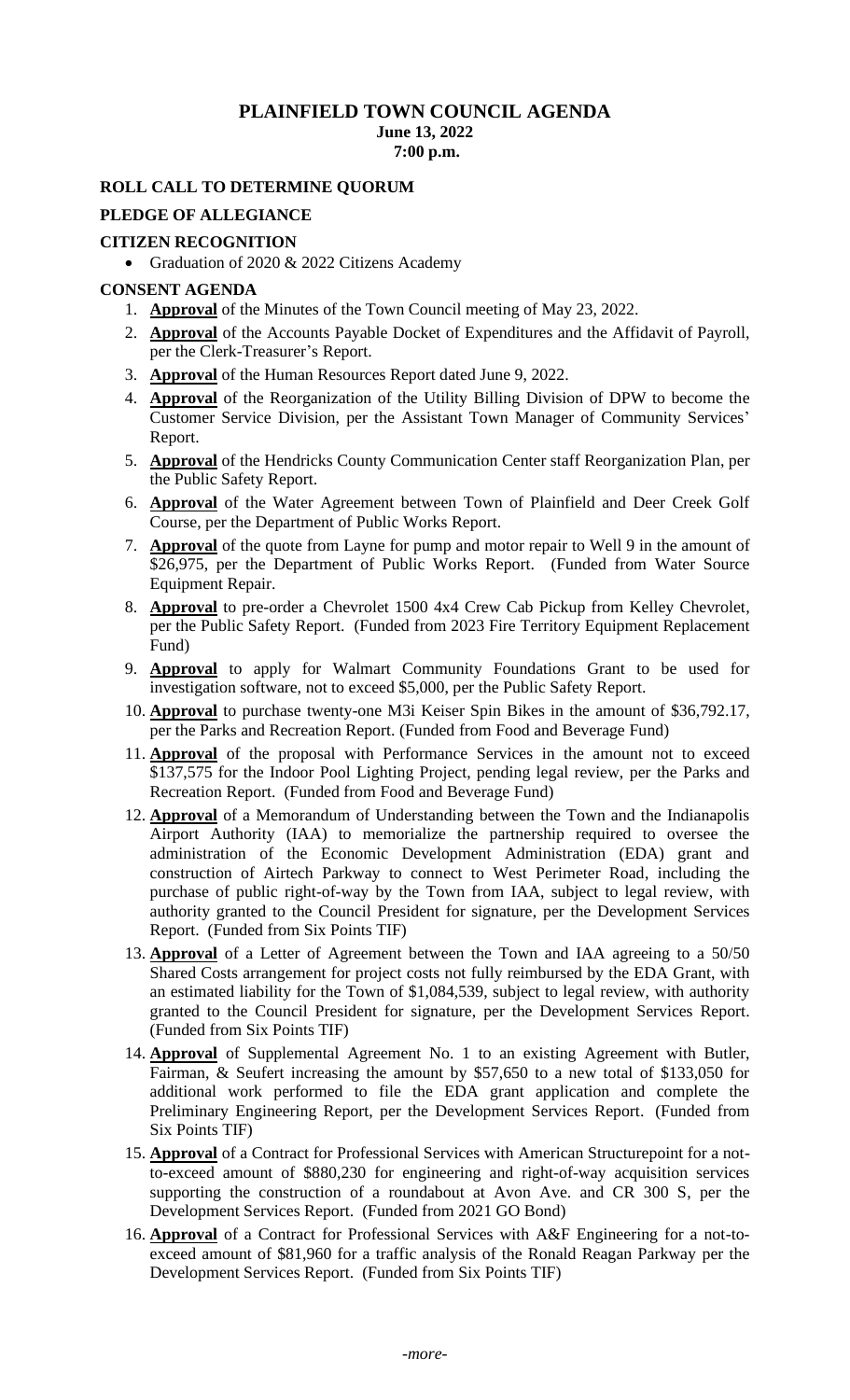# PLAINFIELD TOWN COUNCIL AGENDA

**June 13, 2022**
**7:00 p.m.**

## ROLL CALL TO DETERMINE QUORUM

## PLEDGE OF ALLEGIANCE

## CITIZEN RECOGNITION

- Graduation of 2020 & 2022 Citizens Academy

## CONSENT AGENDA

1. **Approval** of the Minutes of the Town Council meeting of May 23, 2022.
2. **Approval** of the Accounts Payable Docket of Expenditures and the Affidavit of Payroll, per the Clerk-Treasurer's Report.
3. **Approval** of the Human Resources Report dated June 9, 2022.
4. **Approval** of the Reorganization of the Utility Billing Division of DPW to become the Customer Service Division, per the Assistant Town Manager of Community Services' Report.
5. **Approval** of the Hendricks County Communication Center staff Reorganization Plan, per the Public Safety Report.
6. **Approval** of the Water Agreement between Town of Plainfield and Deer Creek Golf Course, per the Department of Public Works Report.
7. **Approval** of the quote from Layne for pump and motor repair to Well 9 in the amount of $26,975, per the Department of Public Works Report. (Funded from Water Source Equipment Repair.
8. **Approval** to pre-order a Chevrolet 1500 4x4 Crew Cab Pickup from Kelley Chevrolet, per the Public Safety Report. (Funded from 2023 Fire Territory Equipment Replacement Fund)
9. **Approval** to apply for Walmart Community Foundations Grant to be used for investigation software, not to exceed $5,000, per the Public Safety Report.
10. **Approval** to purchase twenty-one M3i Keiser Spin Bikes in the amount of $36,792.17, per the Parks and Recreation Report. (Funded from Food and Beverage Fund)
11. **Approval** of the proposal with Performance Services in the amount not to exceed $137,575 for the Indoor Pool Lighting Project, pending legal review, per the Parks and Recreation Report. (Funded from Food and Beverage Fund)
12. **Approval** of a Memorandum of Understanding between the Town and the Indianapolis Airport Authority (IAA) to memorialize the partnership required to oversee the administration of the Economic Development Administration (EDA) grant and construction of Airtech Parkway to connect to West Perimeter Road, including the purchase of public right-of-way by the Town from IAA, subject to legal review, with authority granted to the Council President for signature, per the Development Services Report. (Funded from Six Points TIF)
13. **Approval** of a Letter of Agreement between the Town and IAA agreeing to a 50/50 Shared Costs arrangement for project costs not fully reimbursed by the EDA Grant, with an estimated liability for the Town of $1,084,539, subject to legal review, with authority granted to the Council President for signature, per the Development Services Report. (Funded from Six Points TIF)
14. **Approval** of Supplemental Agreement No. 1 to an existing Agreement with Butler, Fairman, & Seufert increasing the amount by $57,650 to a new total of $133,050 for additional work performed to file the EDA grant application and complete the Preliminary Engineering Report, per the Development Services Report. (Funded from Six Points TIF)
15. **Approval** of a Contract for Professional Services with American Structurepoint for a not-to-exceed amount of $880,230 for engineering and right-of-way acquisition services supporting the construction of a roundabout at Avon Ave. and CR 300 S, per the Development Services Report. (Funded from 2021 GO Bond)
16. **Approval** of a Contract for Professional Services with A&F Engineering for a not-to-exceed amount of $81,960 for a traffic analysis of the Ronald Reagan Parkway per the Development Services Report. (Funded from Six Points TIF)

*-more-*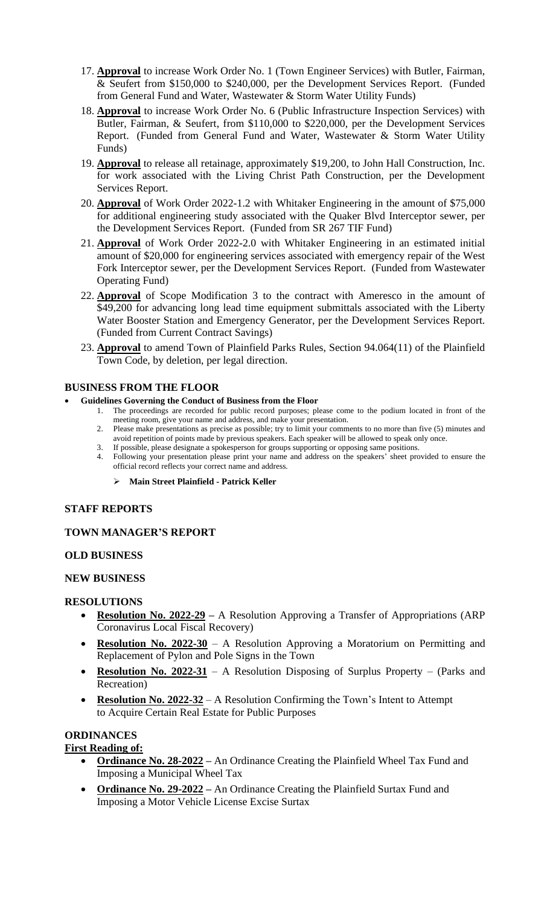17. **Approval** to increase Work Order No. 1 (Town Engineer Services) with Butler, Fairman, & Seufert from $150,000 to $240,000, per the Development Services Report. (Funded from General Fund and Water, Wastewater & Storm Water Utility Funds)
18. **Approval** to increase Work Order No. 6 (Public Infrastructure Inspection Services) with Butler, Fairman, & Seufert, from $110,000 to $220,000, per the Development Services Report. (Funded from General Fund and Water, Wastewater & Storm Water Utility Funds)
19. **Approval** to release all retainage, approximately $19,200, to John Hall Construction, Inc. for work associated with the Living Christ Path Construction, per the Development Services Report.
20. **Approval** of Work Order 2022-1.2 with Whitaker Engineering in the amount of $75,000 for additional engineering study associated with the Quaker Blvd Interceptor sewer, per the Development Services Report. (Funded from SR 267 TIF Fund)
21. **Approval** of Work Order 2022-2.0 with Whitaker Engineering in an estimated initial amount of $20,000 for engineering services associated with emergency repair of the West Fork Interceptor sewer, per the Development Services Report. (Funded from Wastewater Operating Fund)
22. **Approval** of Scope Modification 3 to the contract with Ameresco in the amount of $49,200 for advancing long lead time equipment submittals associated with the Liberty Water Booster Station and Emergency Generator, per the Development Services Report. (Funded from Current Contract Savings)
23. **Approval** to amend Town of Plainfield Parks Rules, Section 94.064(11) of the Plainfield Town Code, by deletion, per legal direction.

## BUSINESS FROM THE FLOOR

- **Guidelines Governing the Conduct of Business from the Floor**
  1. The proceedings are recorded for public record purposes; please come to the podium located in front of the meeting room, give your name and address, and make your presentation.
  2. Please make presentations as precise as possible; try to limit your comments to no more than five (5) minutes and avoid repetition of points made by previous speakers. Each speaker will be allowed to speak only once.
  3. If possible, please designate a spokesperson for groups supporting or opposing same positions.
  4. Following your presentation please print your name and address on the speakers' sheet provided to ensure the official record reflects your correct name and address.
     - **Main Street Plainfield - Patrick Keller**

## STAFF REPORTS

## TOWN MANAGER'S REPORT

## OLD BUSINESS

## NEW BUSINESS

## RESOLUTIONS

- **Resolution No. 2022-29 –** A Resolution Approving a Transfer of Appropriations (ARP Coronavirus Local Fiscal Recovery)
- **Resolution No. 2022-30** – A Resolution Approving a Moratorium on Permitting and Replacement of Pylon and Pole Signs in the Town
- **Resolution No. 2022-31** – A Resolution Disposing of Surplus Property – (Parks and Recreation)
- **Resolution No. 2022-32** – A Resolution Confirming the Town's Intent to Attempt to Acquire Certain Real Estate for Public Purposes

## ORDINANCES

**First Reading of:**

- **Ordinance No. 28-2022 –** An Ordinance Creating the Plainfield Wheel Tax Fund and Imposing a Municipal Wheel Tax
- **Ordinance No. 29-2022 –** An Ordinance Creating the Plainfield Surtax Fund and Imposing a Motor Vehicle License Excise Surtax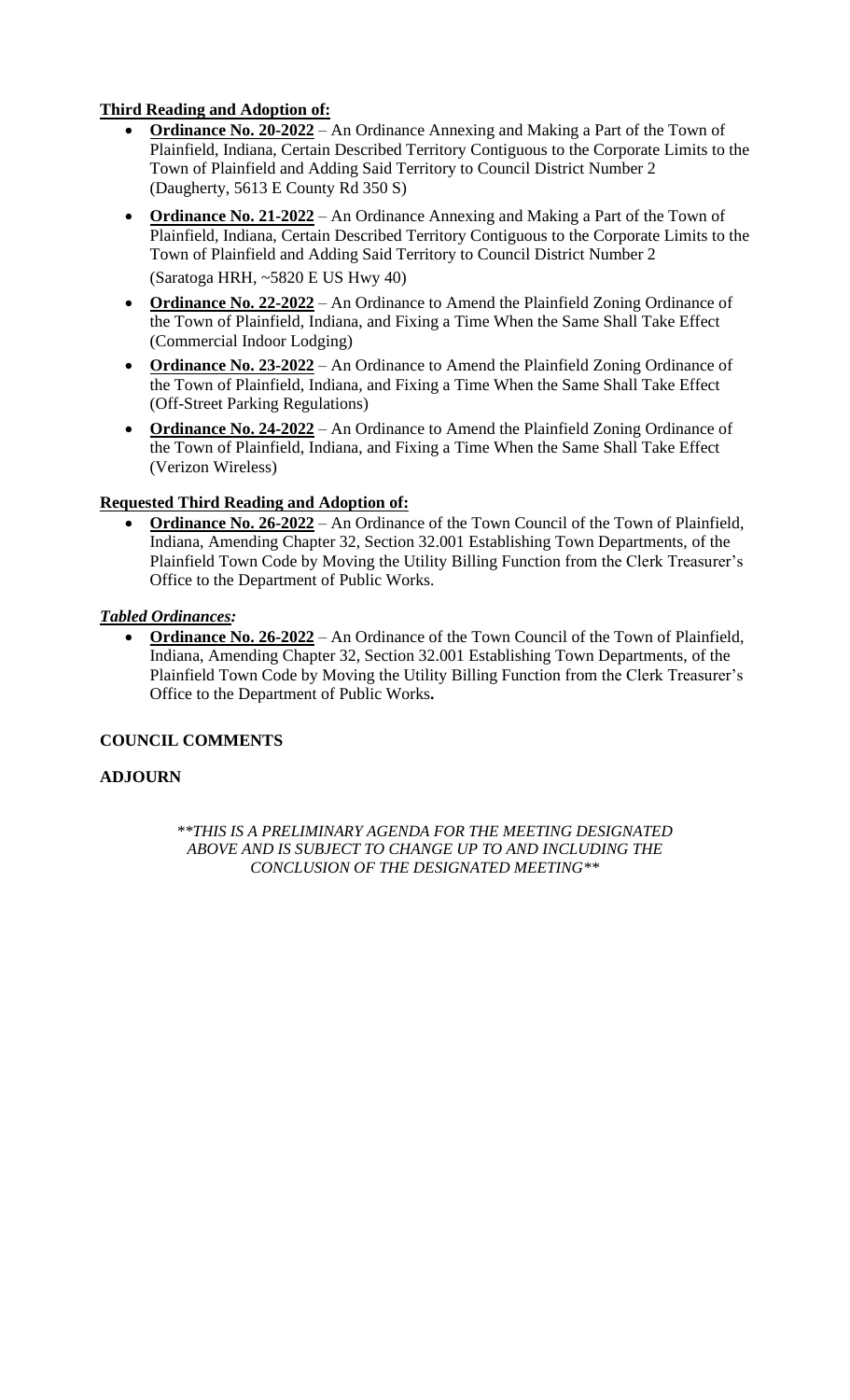**Third Reading and Adoption of:**

- **Ordinance No. 20-2022** – An Ordinance Annexing and Making a Part of the Town of Plainfield, Indiana, Certain Described Territory Contiguous to the Corporate Limits to the Town of Plainfield and Adding Said Territory to Council District Number 2 (Daugherty, 5613 E County Rd 350 S)
- **Ordinance No. 21-2022** – An Ordinance Annexing and Making a Part of the Town of Plainfield, Indiana, Certain Described Territory Contiguous to the Corporate Limits to the Town of Plainfield and Adding Said Territory to Council District Number 2 (Saratoga HRH, ~5820 E US Hwy 40)
- **Ordinance No. 22-2022** – An Ordinance to Amend the Plainfield Zoning Ordinance of the Town of Plainfield, Indiana, and Fixing a Time When the Same Shall Take Effect (Commercial Indoor Lodging)
- **Ordinance No. 23-2022** – An Ordinance to Amend the Plainfield Zoning Ordinance of the Town of Plainfield, Indiana, and Fixing a Time When the Same Shall Take Effect (Off-Street Parking Regulations)
- **Ordinance No. 24-2022** – An Ordinance to Amend the Plainfield Zoning Ordinance of the Town of Plainfield, Indiana, and Fixing a Time When the Same Shall Take Effect (Verizon Wireless)

**Requested Third Reading and Adoption of:**

- **Ordinance No. 26-2022** – An Ordinance of the Town Council of the Town of Plainfield, Indiana, Amending Chapter 32, Section 32.001 Establishing Town Departments, of the Plainfield Town Code by Moving the Utility Billing Function from the Clerk Treasurer's Office to the Department of Public Works.

***Tabled Ordinances:***

- **Ordinance No. 26-2022** – An Ordinance of the Town Council of the Town of Plainfield, Indiana, Amending Chapter 32, Section 32.001 Establishing Town Departments, of the Plainfield Town Code by Moving the Utility Billing Function from the Clerk Treasurer's Office to the Department of Public Works**.**

**COUNCIL COMMENTS**

**ADJOURN**

*\*\*THIS IS A PRELIMINARY AGENDA FOR THE MEETING DESIGNATED ABOVE AND IS SUBJECT TO CHANGE UP TO AND INCLUDING THE CONCLUSION OF THE DESIGNATED MEETING\*\**